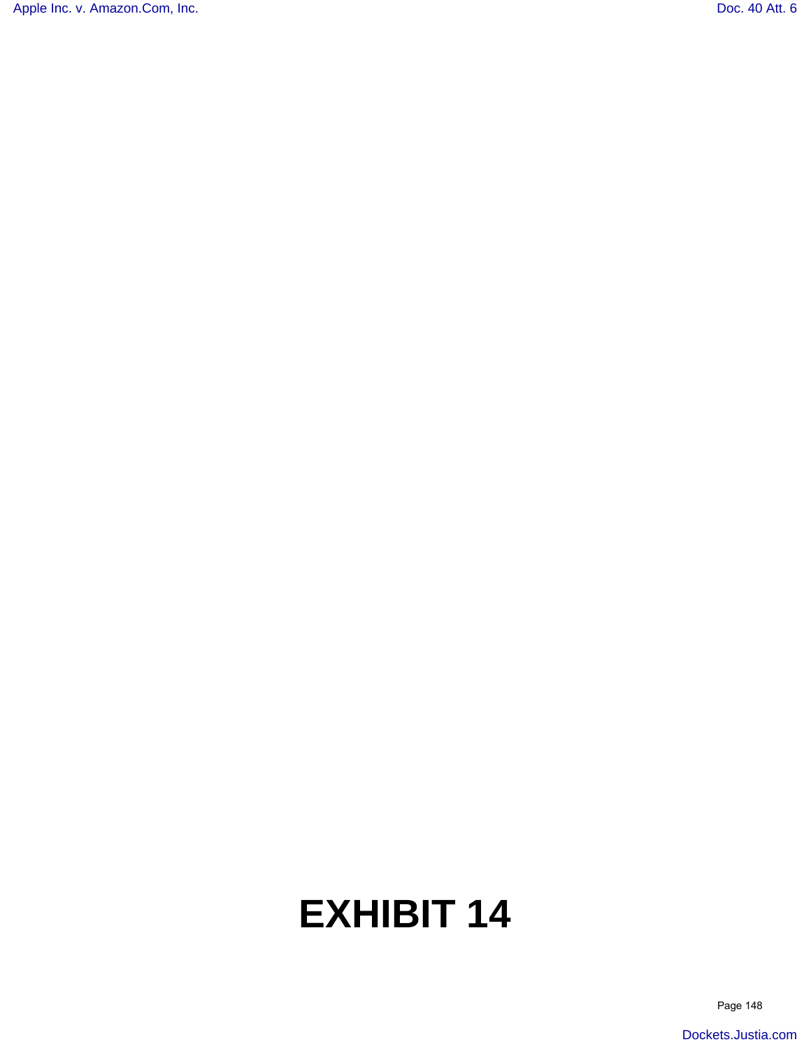# EXHIBIT 14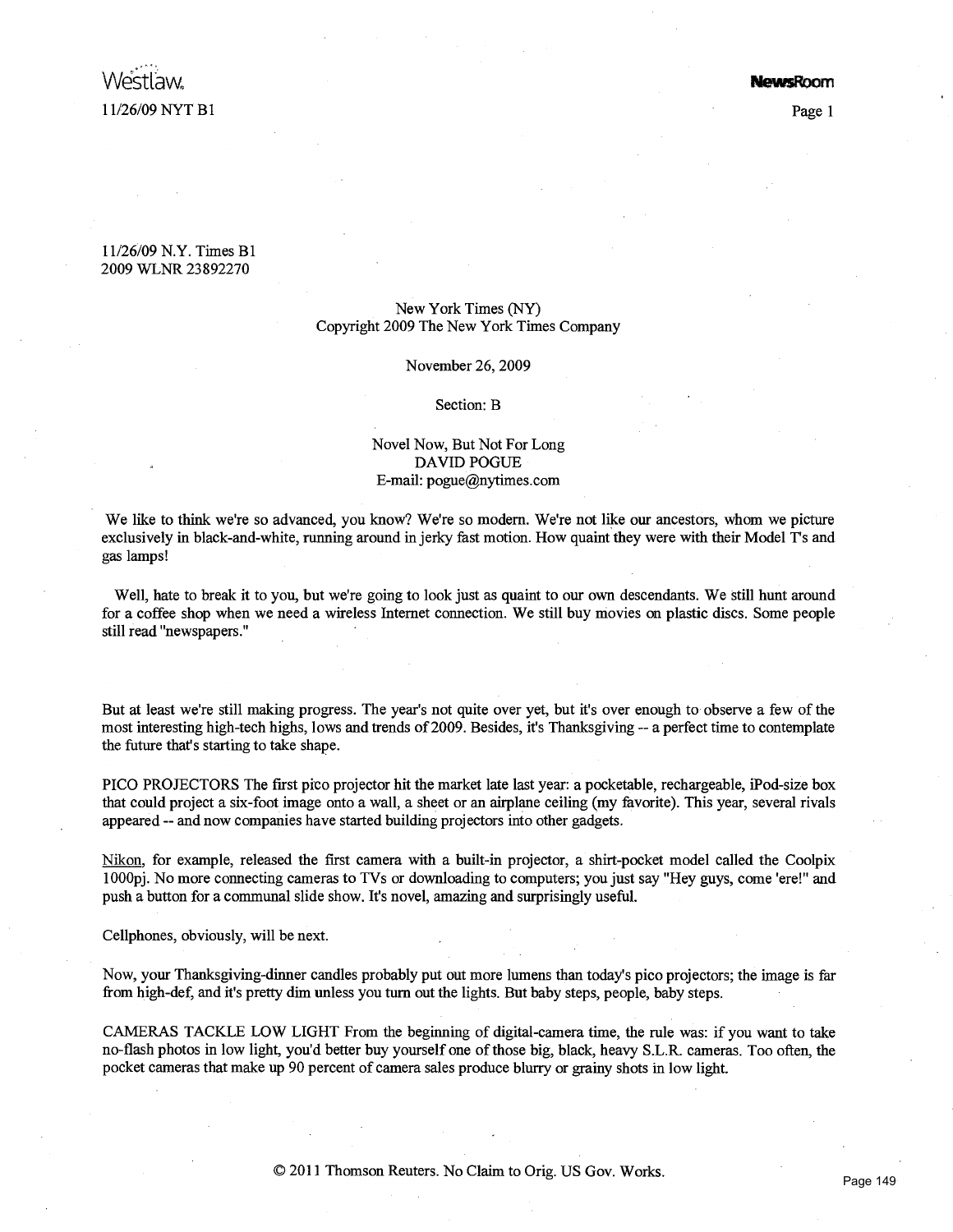11/26/09 N.Y. Times B1
2009 WLNR 23892270

New York Times (NY)
Copyright 2009 The New York Times Company

November 26, 2009

Section: B

# Novel Now, But Not For Long

DAVID POGUE
E-mail: pogue@nytimes.com

We like to think we're so advanced, you know? We're so modern. We're not like our ancestors, whom we picture exclusively in black-and-white, running around in jerky fast motion. How quaint they were with their Model T's and gas lamps!

Well, hate to break it to you, but we're going to look just as quaint to our own descendants. We still hunt around for a coffee shop when we need a wireless Internet connection. We still buy movies on plastic discs. Some people still read "newspapers."

But at least we're still making progress. The year's not quite over yet, but it's over enough to observe a few of the most interesting high-tech highs, lows and trends of 2009. Besides, it's Thanksgiving -- a perfect time to contemplate the future that's starting to take shape.

PICO PROJECTORS The first pico projector hit the market late last year: a pocketable, rechargeable, iPod-size box that could project a six-foot image onto a wall, a sheet or an airplane ceiling (my favorite). This year, several rivals appeared -- and now companies have started building projectors into other gadgets.

Nikon, for example, released the first camera with a built-in projector, a shirt-pocket model called the Coolpix 1000pj. No more connecting cameras to TVs or downloading to computers; you just say "Hey guys, come 'ere!" and push a button for a communal slide show. It's novel, amazing and surprisingly useful.

Cellphones, obviously, will be next.

Now, your Thanksgiving-dinner candles probably put out more lumens than today's pico projectors; the image is far from high-def, and it's pretty dim unless you turn out the lights. But baby steps, people, baby steps.

CAMERAS TACKLE LOW LIGHT From the beginning of digital-camera time, the rule was: if you want to take no-flash photos in low light, you'd better buy yourself one of those big, black, heavy S.L.R. cameras. Too often, the pocket cameras that make up 90 percent of camera sales produce blurry or grainy shots in low light.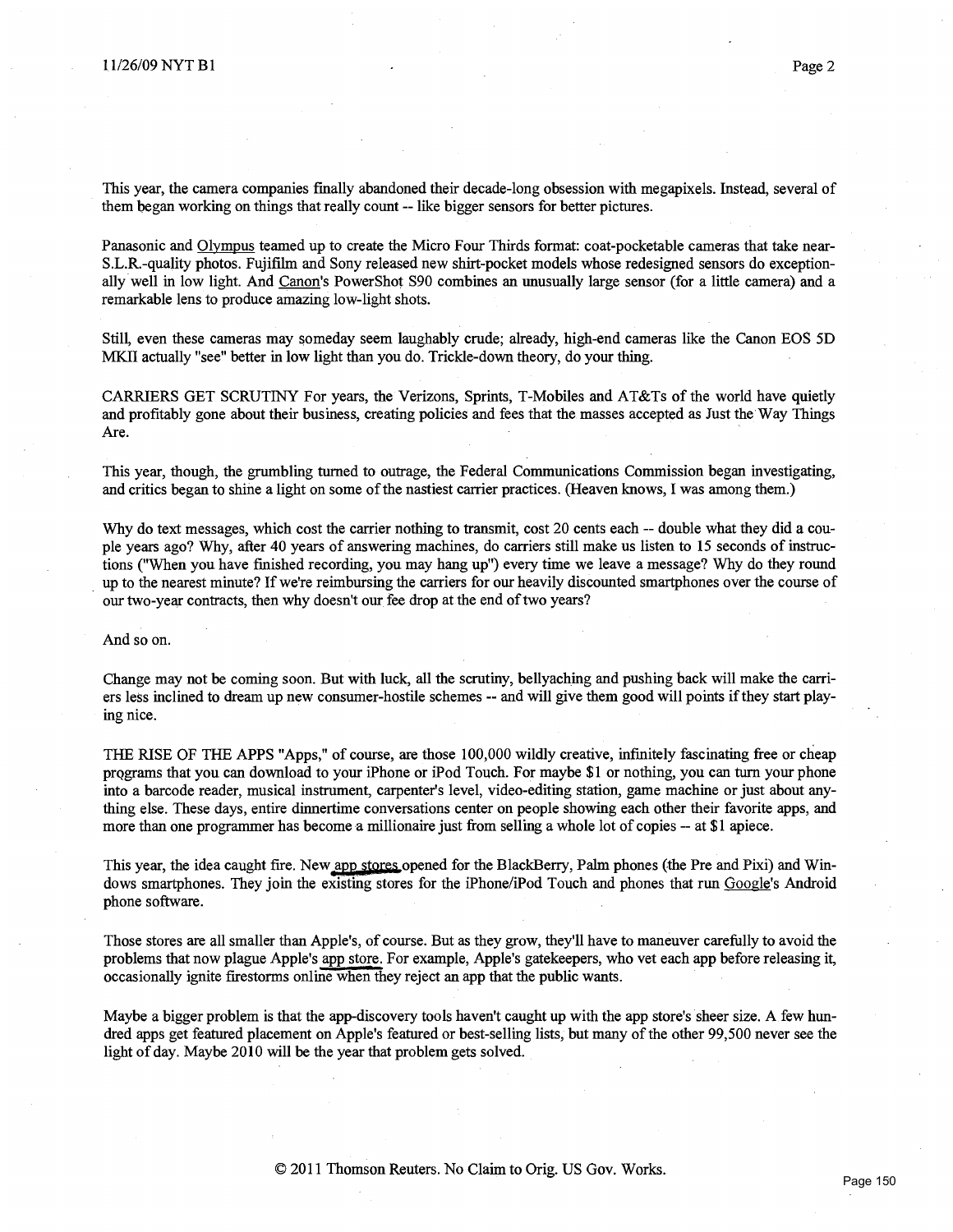This year, the camera companies finally abandoned their decade-long obsession with megapixels. Instead, several of them began working on things that really count -- like bigger sensors for better pictures.

Panasonic and Olympus teamed up to create the Micro Four Thirds format: coat-pocketable cameras that take near-S.L.R.-quality photos. Fujifilm and Sony released new shirt-pocket models whose redesigned sensors do exceptionally well in low light. And Canon's PowerShot S90 combines an unusually large sensor (for a little camera) and a remarkable lens to produce amazing low-light shots.

Still, even these cameras may someday seem laughably crude; already, high-end cameras like the Canon EOS 5D MKII actually "see" better in low light than you do. Trickle-down theory, do your thing.

CARRIERS GET SCRUTINY For years, the Verizons, Sprints, T-Mobiles and AT&Ts of the world have quietly and profitably gone about their business, creating policies and fees that the masses accepted as Just the Way Things Are.

This year, though, the grumbling turned to outrage, the Federal Communications Commission began investigating, and critics began to shine a light on some of the nastiest carrier practices. (Heaven knows, I was among them.)

Why do text messages, which cost the carrier nothing to transmit, cost 20 cents each -- double what they did a couple years ago? Why, after 40 years of answering machines, do carriers still make us listen to 15 seconds of instructions ("When you have finished recording, you may hang up") every time we leave a message? Why do they round up to the nearest minute? If we're reimbursing the carriers for our heavily discounted smartphones over the course of our two-year contracts, then why doesn't our fee drop at the end of two years?

And so on.

Change may not be coming soon. But with luck, all the scrutiny, bellyaching and pushing back will make the carriers less inclined to dream up new consumer-hostile schemes -- and will give them good will points if they start playing nice.

THE RISE OF THE APPS "Apps," of course, are those 100,000 wildly creative, infinitely fascinating free or cheap programs that you can download to your iPhone or iPod Touch. For maybe $1 or nothing, you can turn your phone into a barcode reader, musical instrument, carpenter's level, video-editing station, game machine or just about anything else. These days, entire dinnertime conversations center on people showing each other their favorite apps, and more than one programmer has become a millionaire just from selling a whole lot of copies -- at $1 apiece.

This year, the idea caught fire. New app stores opened for the BlackBerry, Palm phones (the Pre and Pixi) and Windows smartphones. They join the existing stores for the iPhone/iPod Touch and phones that run Google's Android phone software.

Those stores are all smaller than Apple's, of course. But as they grow, they'll have to maneuver carefully to avoid the problems that now plague Apple's app store. For example, Apple's gatekeepers, who vet each app before releasing it, occasionally ignite firestorms online when they reject an app that the public wants.

Maybe a bigger problem is that the app-discovery tools haven't caught up with the app store's sheer size. A few hundred apps get featured placement on Apple's featured or best-selling lists, but many of the other 99,500 never see the light of day. Maybe 2010 will be the year that problem gets solved.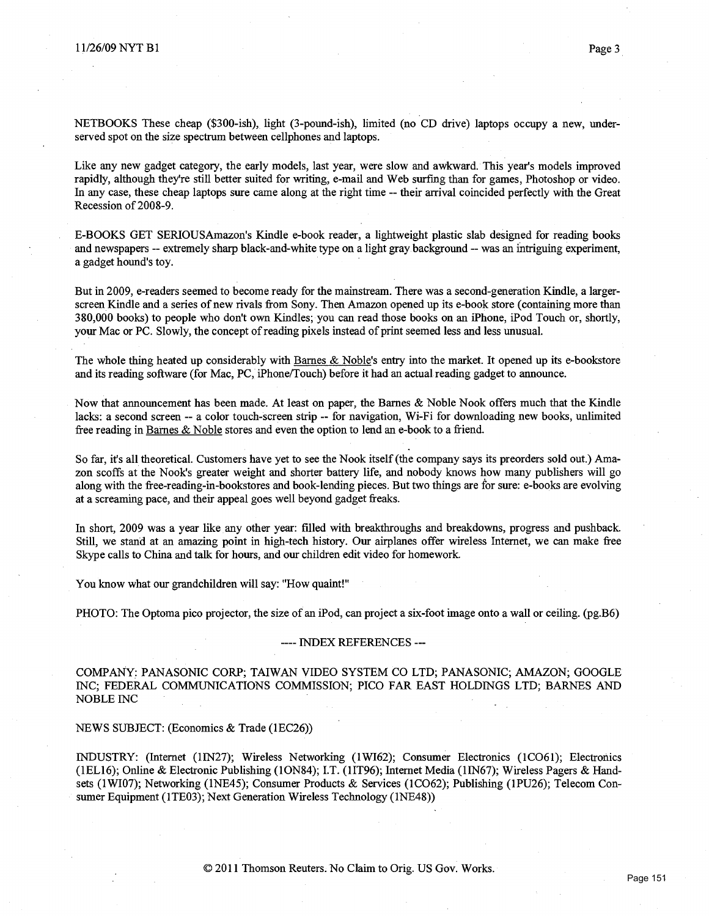NETBOOKS These cheap ($300-ish), light (3-pound-ish), limited (no CD drive) laptops occupy a new, under-served spot on the size spectrum between cellphones and laptops.

Like any new gadget category, the early models, last year, were slow and awkward. This year's models improved rapidly, although they're still better suited for writing, e-mail and Web surfing than for games, Photoshop or video. In any case, these cheap laptops sure came along at the right time -- their arrival coincided perfectly with the Great Recession of 2008-9.

E-BOOKS GET SERIOUSAmazon's Kindle e-book reader, a lightweight plastic slab designed for reading books and newspapers -- extremely sharp black-and-white type on a light gray background -- was an intriguing experiment, a gadget hound's toy.

But in 2009, e-readers seemed to become ready for the mainstream. There was a second-generation Kindle, a larger-screen Kindle and a series of new rivals from Sony. Then Amazon opened up its e-book store (containing more than 380,000 books) to people who don't own Kindles; you can read those books on an iPhone, iPod Touch or, shortly, your Mac or PC. Slowly, the concept of reading pixels instead of print seemed less and less unusual.

The whole thing heated up considerably with Barnes & Noble's entry into the market. It opened up its e-bookstore and its reading software (for Mac, PC, iPhone/Touch) before it had an actual reading gadget to announce.

Now that announcement has been made. At least on paper, the Barnes & Noble Nook offers much that the Kindle lacks: a second screen -- a color touch-screen strip -- for navigation, Wi-Fi for downloading new books, unlimited free reading in Barnes & Noble stores and even the option to lend an e-book to a friend.

So far, it's all theoretical. Customers have yet to see the Nook itself (the company says its preorders sold out.) Amazon scoffs at the Nook's greater weight and shorter battery life, and nobody knows how many publishers will go along with the free-reading-in-bookstores and book-lending pieces. But two things are for sure: e-books are evolving at a screaming pace, and their appeal goes well beyond gadget freaks.

In short, 2009 was a year like any other year: filled with breakthroughs and breakdowns, progress and pushback. Still, we stand at an amazing point in high-tech history. Our airplanes offer wireless Internet, we can make free Skype calls to China and talk for hours, and our children edit video for homework.

You know what our grandchildren will say: "How quaint!"

PHOTO: The Optoma pico projector, the size of an iPod, can project a six-foot image onto a wall or ceiling. (pg.B6)

---- INDEX REFERENCES ---

COMPANY: PANASONIC CORP; TAIWAN VIDEO SYSTEM CO LTD; PANASONIC; AMAZON; GOOGLE INC; FEDERAL COMMUNICATIONS COMMISSION; PICO FAR EAST HOLDINGS LTD; BARNES AND NOBLE INC

NEWS SUBJECT: (Economics & Trade (1EC26))

INDUSTRY: (Internet (1IN27); Wireless Networking (1WI62); Consumer Electronics (1CO61); Electronics (1EL16); Online & Electronic Publishing (1ON84); I.T. (1IT96); Internet Media (1IN67); Wireless Pagers & Handsets (1WI07); Networking (1NE45); Consumer Products & Services (1CO62); Publishing (1PU26); Telecom Consumer Equipment (1TE03); Next Generation Wireless Technology (1NE48))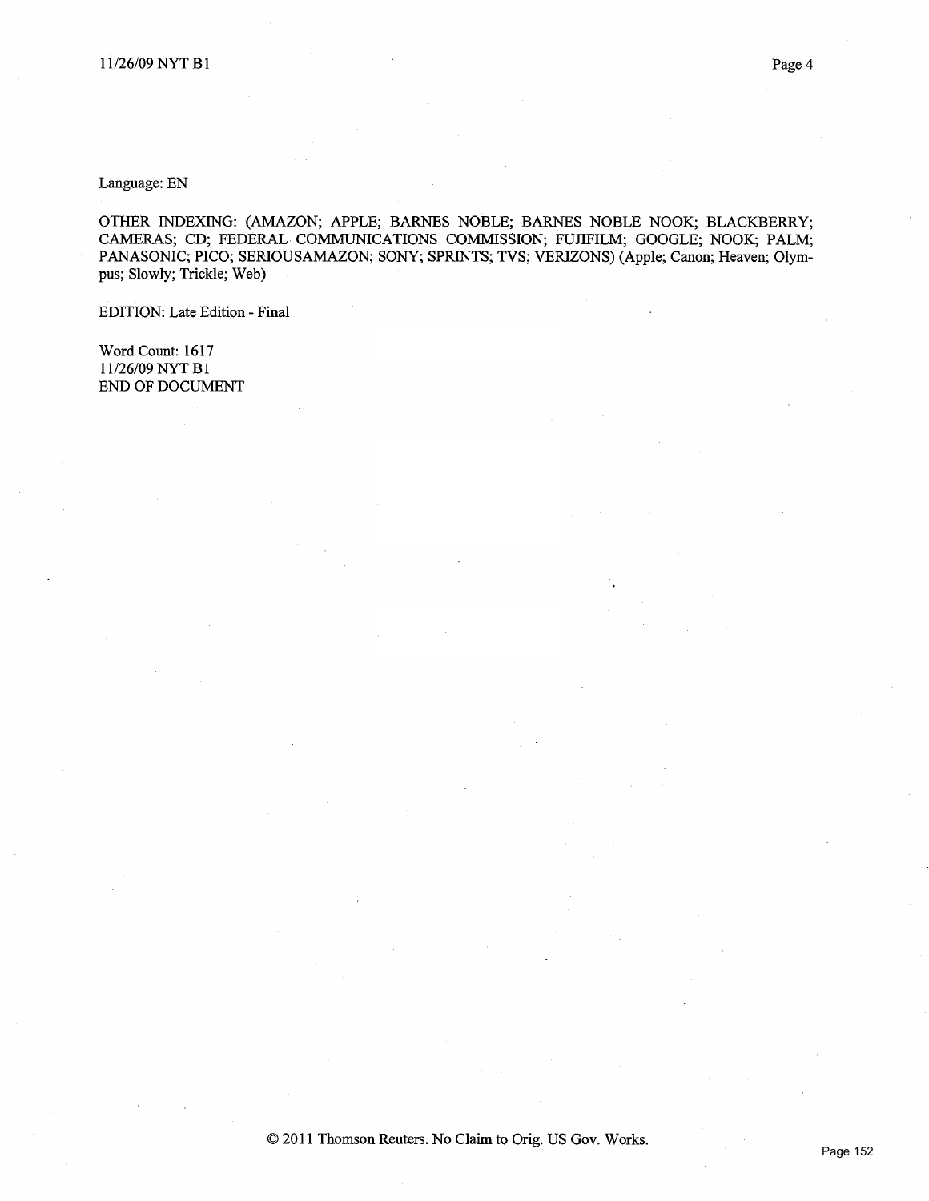Language: EN

OTHER INDEXING: (AMAZON; APPLE; BARNES NOBLE; BARNES NOBLE NOOK; BLACKBERRY; CAMERAS; CD; FEDERAL COMMUNICATIONS COMMISSION; FUJIFILM; GOOGLE; NOOK; PALM; PANASONIC; PICO; SERIOUSAMAZON; SONY; SPRINTS; TVS; VERIZONS) (Apple; Canon; Heaven; Olympus; Slowly; Trickle; Web)

EDITION: Late Edition - Final

Word Count: 1617
11/26/09 NYT B1
END OF DOCUMENT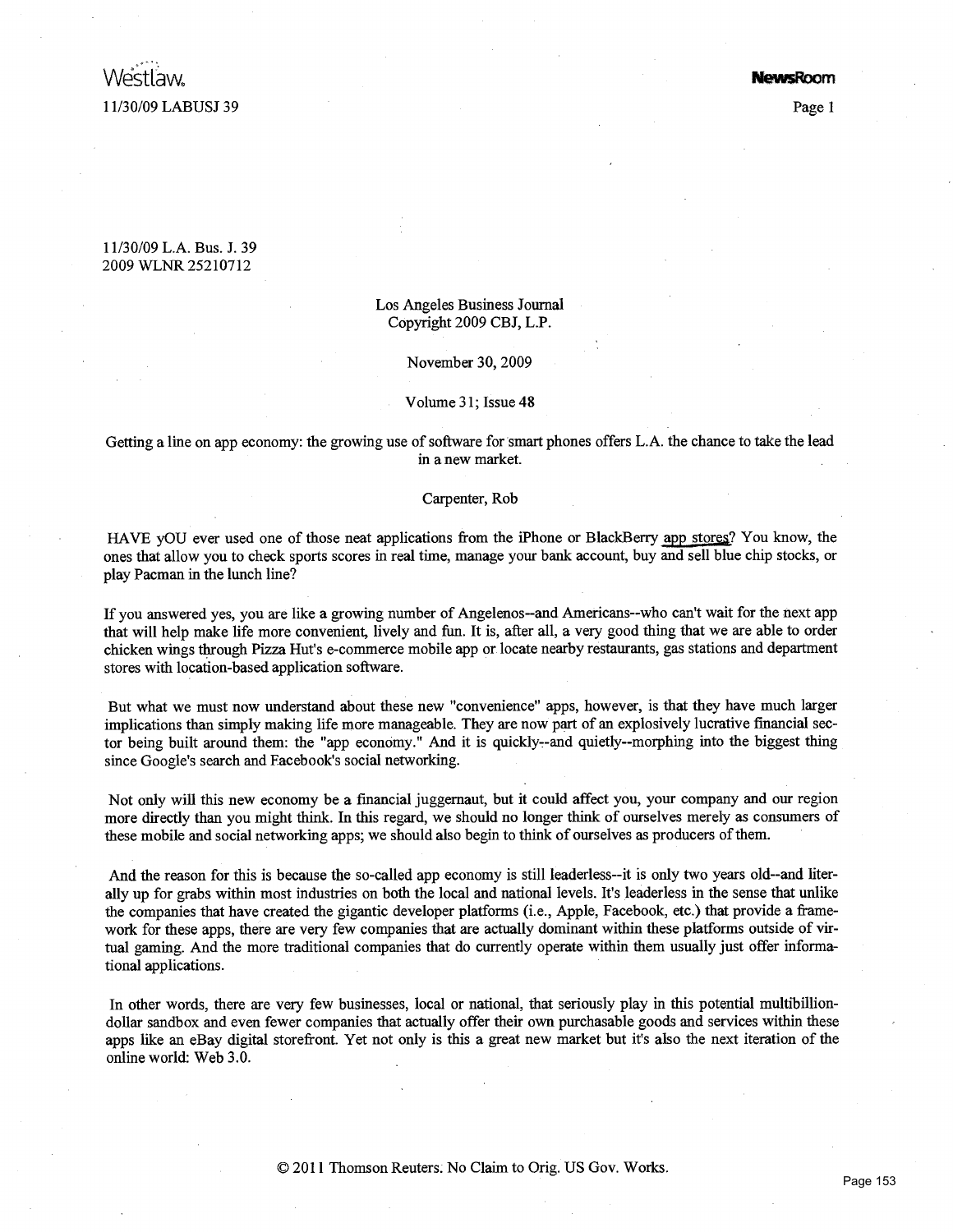11/30/09 L.A. Bus. J. 39
2009 WLNR 25210712

Los Angeles Business Journal
Copyright 2009 CBJ, L.P.

November 30, 2009

Volume 31; Issue 48

Getting a line on app economy: the growing use of software for smart phones offers L.A. the chance to take the lead in a new market.

Carpenter, Rob

HAVE yOU ever used one of those neat applications from the iPhone or BlackBerry app stores? You know, the ones that allow you to check sports scores in real time, manage your bank account, buy and sell blue chip stocks, or play Pacman in the lunch line?

If you answered yes, you are like a growing number of Angelenos--and Americans--who can't wait for the next app that will help make life more convenient, lively and fun. It is, after all, a very good thing that we are able to order chicken wings through Pizza Hut's e-commerce mobile app or locate nearby restaurants, gas stations and department stores with location-based application software.

But what we must now understand about these new "convenience" apps, however, is that they have much larger implications than simply making life more manageable. They are now part of an explosively lucrative financial sector being built around them: the "app economy." And it is quickly--and quietly--morphing into the biggest thing since Google's search and Facebook's social networking.

Not only will this new economy be a financial juggernaut, but it could affect you, your company and our region more directly than you might think. In this regard, we should no longer think of ourselves merely as consumers of these mobile and social networking apps; we should also begin to think of ourselves as producers of them.

And the reason for this is because the so-called app economy is still leaderless--it is only two years old--and literally up for grabs within most industries on both the local and national levels. It's leaderless in the sense that unlike the companies that have created the gigantic developer platforms (i.e., Apple, Facebook, etc.) that provide a framework for these apps, there are very few companies that are actually dominant within these platforms outside of virtual gaming. And the more traditional companies that do currently operate within them usually just offer informational applications.

In other words, there are very few businesses, local or national, that seriously play in this potential multibillion-dollar sandbox and even fewer companies that actually offer their own purchasable goods and services within these apps like an eBay digital storefront. Yet not only is this a great new market but it's also the next iteration of the online world: Web 3.0.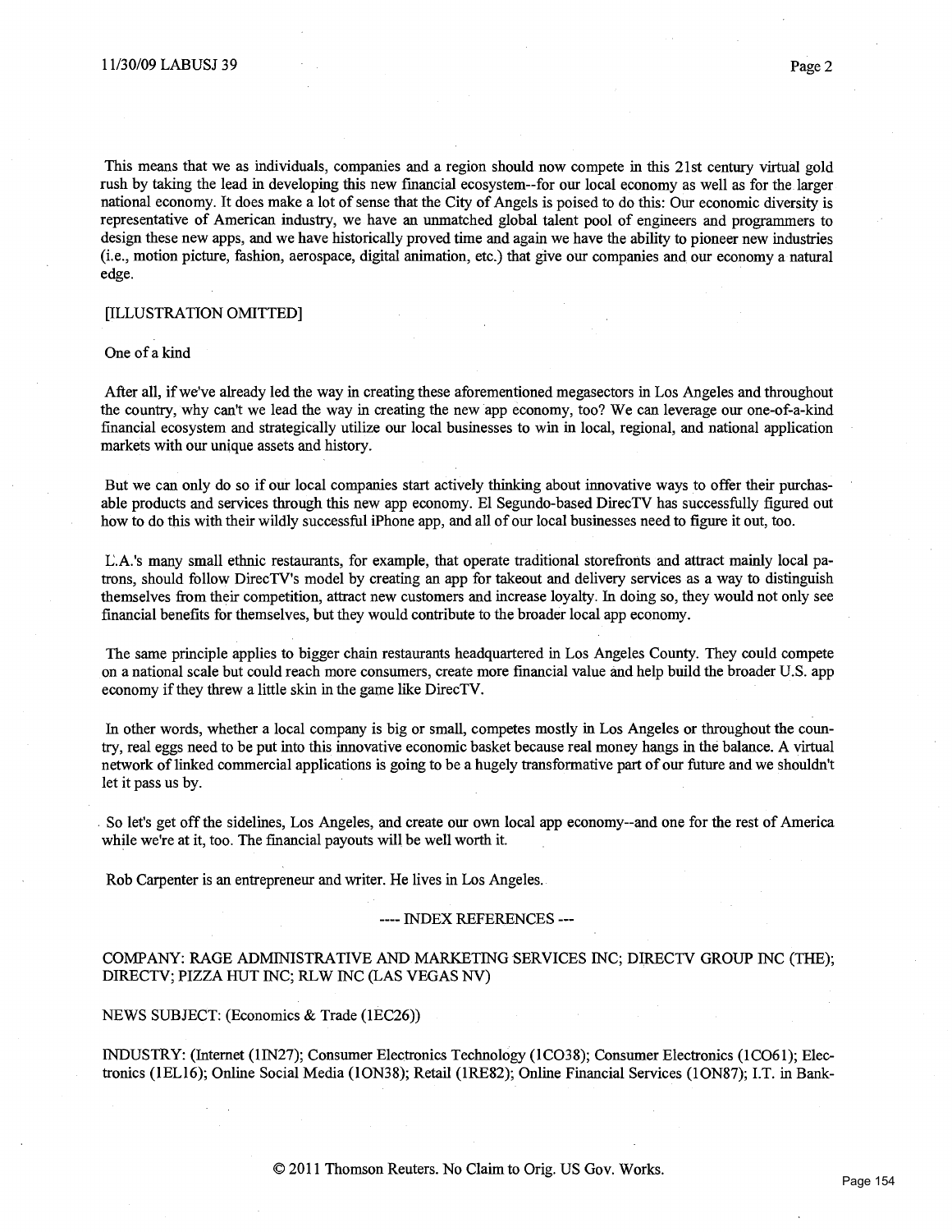This means that we as individuals, companies and a region should now compete in this 21st century virtual gold rush by taking the lead in developing this new financial ecosystem--for our local economy as well as for the larger national economy. It does make a lot of sense that the City of Angels is poised to do this: Our economic diversity is representative of American industry, we have an unmatched global talent pool of engineers and programmers to design these new apps, and we have historically proved time and again we have the ability to pioneer new industries (i.e., motion picture, fashion, aerospace, digital animation, etc.) that give our companies and our economy a natural edge.

[ILLUSTRATION OMITTED]

One of a kind

After all, if we've already led the way in creating these aforementioned megasectors in Los Angeles and throughout the country, why can't we lead the way in creating the new app economy, too? We can leverage our one-of-a-kind financial ecosystem and strategically utilize our local businesses to win in local, regional, and national application markets with our unique assets and history.

But we can only do so if our local companies start actively thinking about innovative ways to offer their purchasable products and services through this new app economy. El Segundo-based DirecTV has successfully figured out how to do this with their wildly successful iPhone app, and all of our local businesses need to figure it out, too.

L.A.'s many small ethnic restaurants, for example, that operate traditional storefronts and attract mainly local patrons, should follow DirecTV's model by creating an app for takeout and delivery services as a way to distinguish themselves from their competition, attract new customers and increase loyalty. In doing so, they would not only see financial benefits for themselves, but they would contribute to the broader local app economy.

The same principle applies to bigger chain restaurants headquartered in Los Angeles County. They could compete on a national scale but could reach more consumers, create more financial value and help build the broader U.S. app economy if they threw a little skin in the game like DirecTV.

In other words, whether a local company is big or small, competes mostly in Los Angeles or throughout the country, real eggs need to be put into this innovative economic basket because real money hangs in the balance. A virtual network of linked commercial applications is going to be a hugely transformative part of our future and we shouldn't let it pass us by.

So let's get off the sidelines, Los Angeles, and create our own local app economy--and one for the rest of America while we're at it, too. The financial payouts will be well worth it.

Rob Carpenter is an entrepreneur and writer. He lives in Los Angeles.

---- INDEX REFERENCES ---

COMPANY: RAGE ADMINISTRATIVE AND MARKETING SERVICES INC; DIRECTV GROUP INC (THE); DIRECTV; PIZZA HUT INC; RLW INC (LAS VEGAS NV)

NEWS SUBJECT: (Economics & Trade (1EC26))

INDUSTRY: (Internet (1IN27); Consumer Electronics Technology (1CO38); Consumer Electronics (1CO61); Electronics (1EL16); Online Social Media (1ON38); Retail (1RE82); Online Financial Services (1ON87); I.T. in Bank-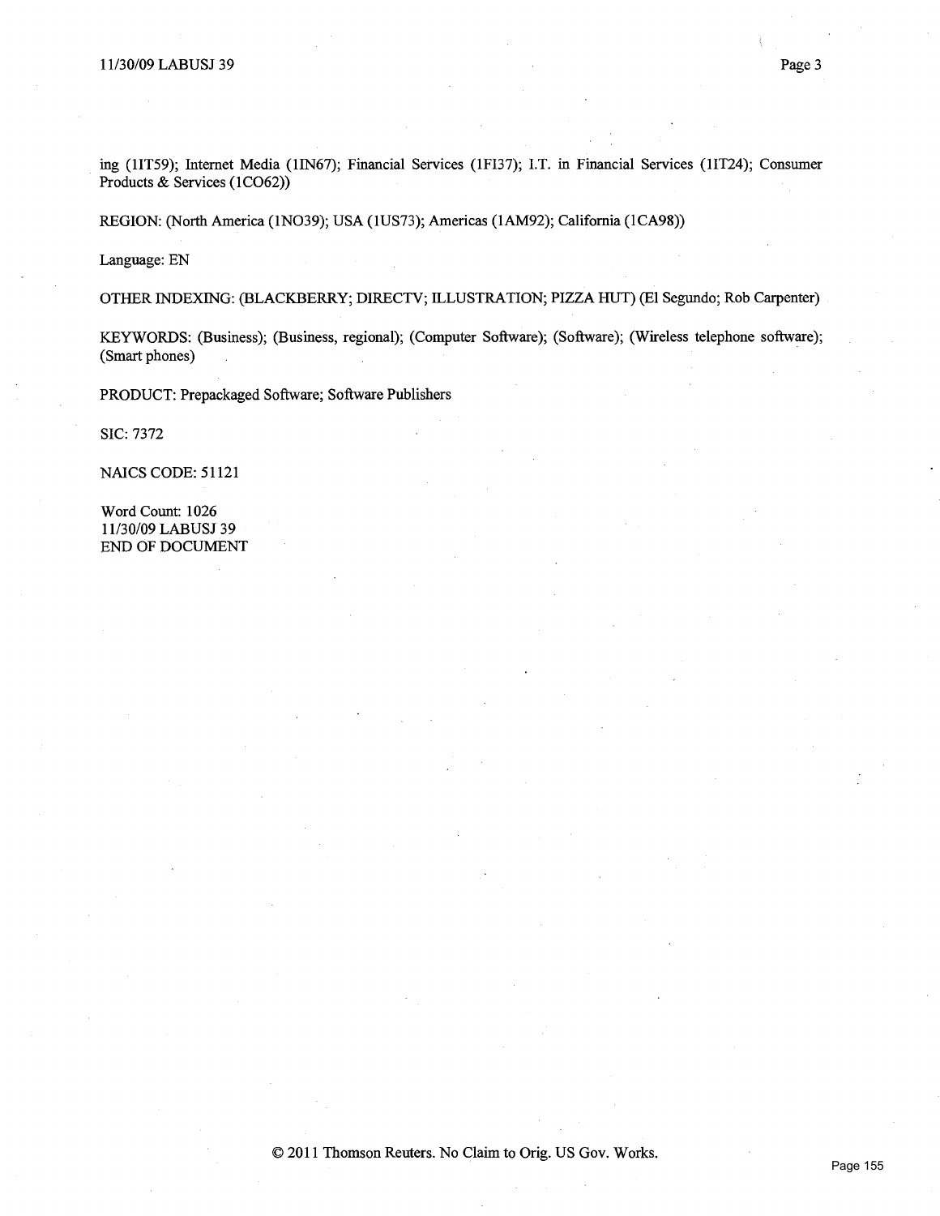ing (1IT59); Internet Media (1IN67); Financial Services (1FI37); I.T. in Financial Services (1IT24); Consumer Products & Services (1CO62))

REGION: (North America (1NO39); USA (1US73); Americas (1AM92); California (1CA98))

Language: EN

OTHER INDEXING: (BLACKBERRY; DIRECTV; ILLUSTRATION; PIZZA HUT) (El Segundo; Rob Carpenter)

KEYWORDS: (Business); (Business, regional); (Computer Software); (Software); (Wireless telephone software); (Smart phones)

PRODUCT: Prepackaged Software; Software Publishers

SIC: 7372

NAICS CODE: 51121

Word Count: 1026
11/30/09 LABUSJ 39
END OF DOCUMENT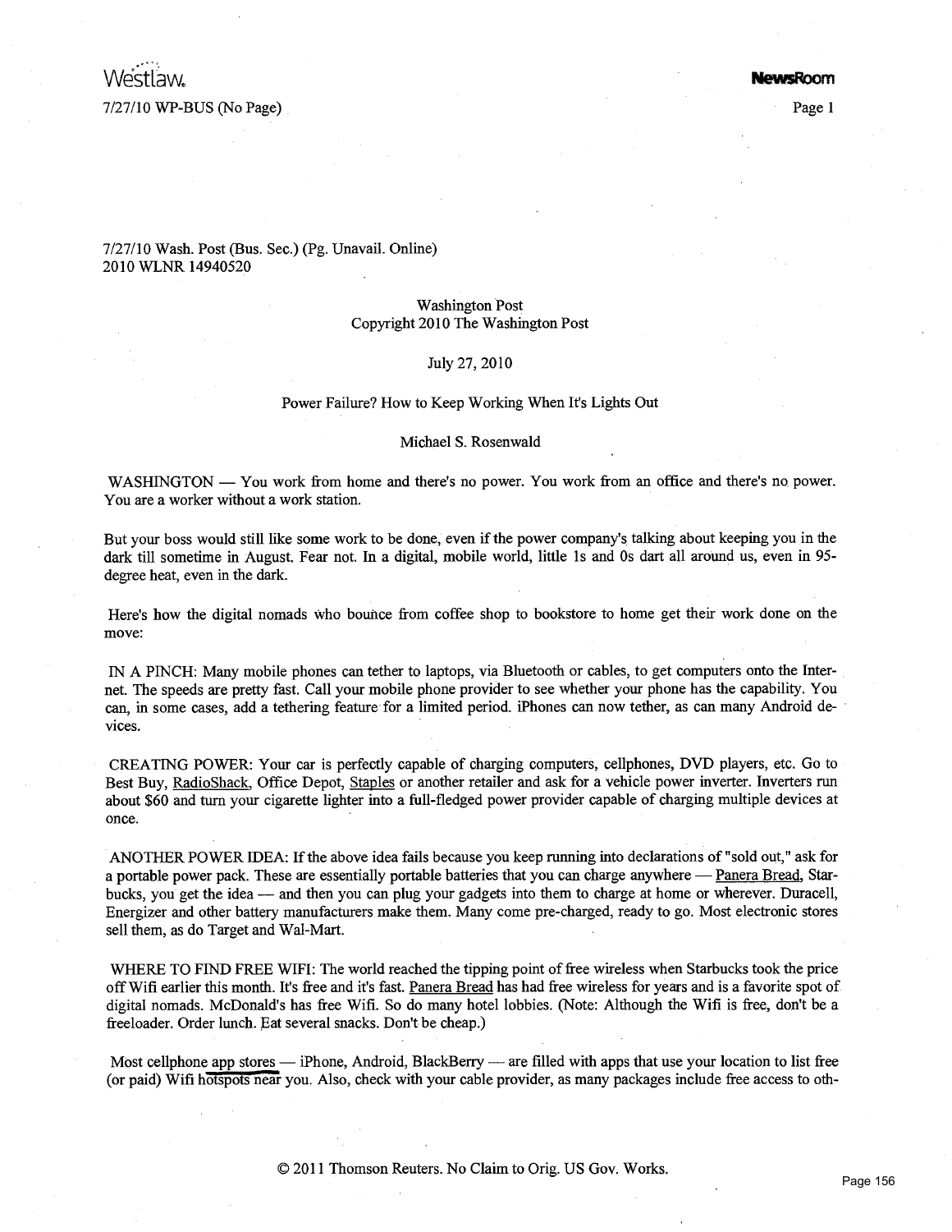7/27/10 Wash. Post (Bus. Sec.) (Pg. Unavail. Online)
2010 WLNR 14940520

Washington Post
Copyright 2010 The Washington Post

July 27, 2010

Power Failure? How to Keep Working When It's Lights Out

Michael S. Rosenwald

WASHINGTON — You work from home and there's no power. You work from an office and there's no power. You are a worker without a work station.

But your boss would still like some work to be done, even if the power company's talking about keeping you in the dark till sometime in August. Fear not. In a digital, mobile world, little 1s and 0s dart all around us, even in 95-degree heat, even in the dark.

Here's how the digital nomads who bounce from coffee shop to bookstore to home get their work done on the move:

IN A PINCH: Many mobile phones can tether to laptops, via Bluetooth or cables, to get computers onto the Internet. The speeds are pretty fast. Call your mobile phone provider to see whether your phone has the capability. You can, in some cases, add a tethering feature for a limited period. iPhones can now tether, as can many Android devices.

CREATING POWER: Your car is perfectly capable of charging computers, cellphones, DVD players, etc. Go to Best Buy, RadioShack, Office Depot, Staples or another retailer and ask for a vehicle power inverter. Inverters run about $60 and turn your cigarette lighter into a full-fledged power provider capable of charging multiple devices at once.

ANOTHER POWER IDEA: If the above idea fails because you keep running into declarations of "sold out," ask for a portable power pack. These are essentially portable batteries that you can charge anywhere — Panera Bread, Starbucks, you get the idea — and then you can plug your gadgets into them to charge at home or wherever. Duracell, Energizer and other battery manufacturers make them. Many come pre-charged, ready to go. Most electronic stores sell them, as do Target and Wal-Mart.

WHERE TO FIND FREE WIFI: The world reached the tipping point of free wireless when Starbucks took the price off Wifi earlier this month. It's free and it's fast. Panera Bread has had free wireless for years and is a favorite spot of digital nomads. McDonald's has free Wifi. So do many hotel lobbies. (Note: Although the Wifi is free, don't be a freeloader. Order lunch. Eat several snacks. Don't be cheap.)

Most cellphone app stores — iPhone, Android, BlackBerry — are filled with apps that use your location to list free (or paid) Wifi hotspots near you. Also, check with your cable provider, as many packages include free access to oth-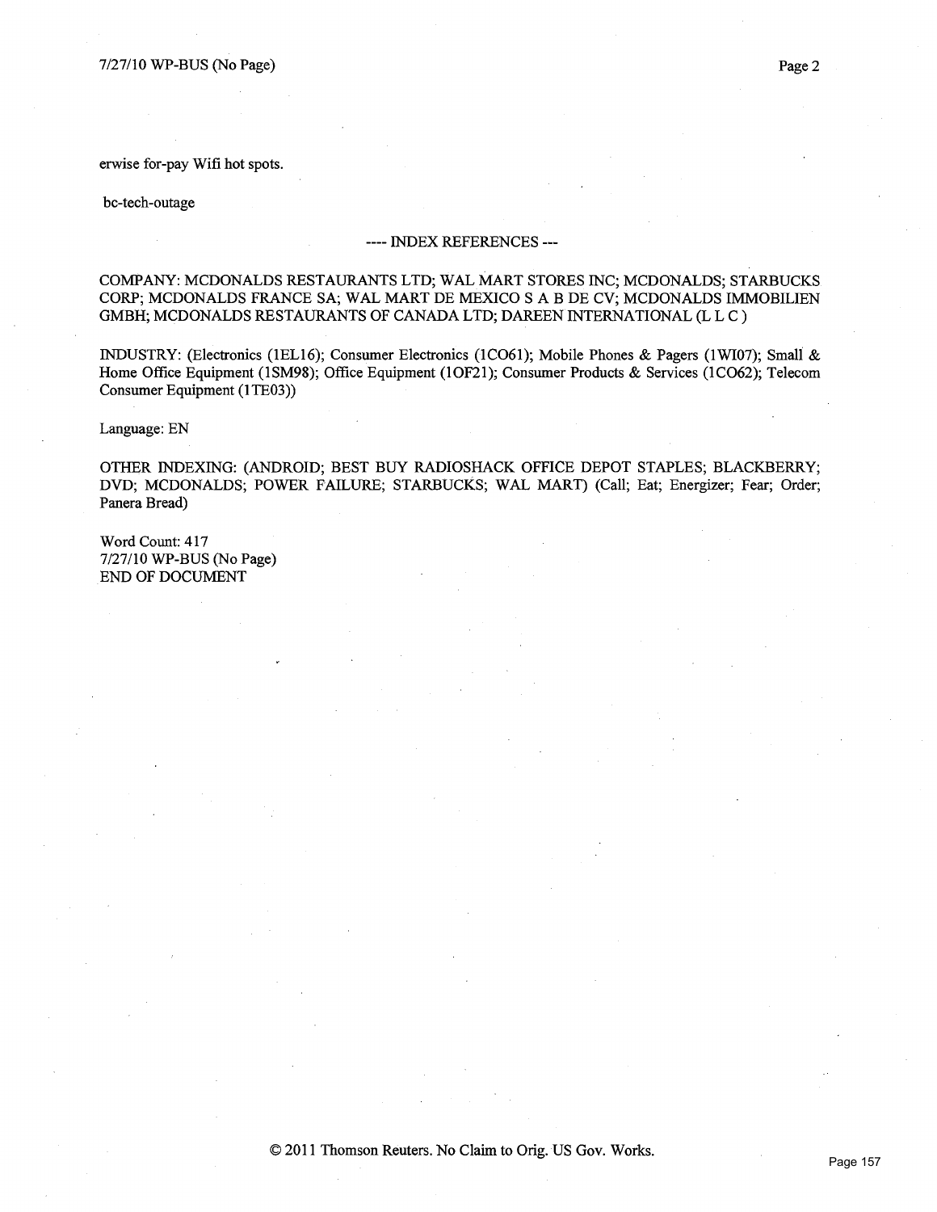erwise for-pay Wifi hot spots.

bc-tech-outage

---- INDEX REFERENCES ---

COMPANY: MCDONALDS RESTAURANTS LTD; WAL MART STORES INC; MCDONALDS; STARBUCKS CORP; MCDONALDS FRANCE SA; WAL MART DE MEXICO S A B DE CV; MCDONALDS IMMOBILIEN GMBH; MCDONALDS RESTAURANTS OF CANADA LTD; DAREEN INTERNATIONAL (L L C )

INDUSTRY: (Electronics (1EL16); Consumer Electronics (1CO61); Mobile Phones & Pagers (1WI07); Small & Home Office Equipment (1SM98); Office Equipment (1OF21); Consumer Products & Services (1CO62); Telecom Consumer Equipment (1TE03))

Language: EN

OTHER INDEXING: (ANDROID; BEST BUY RADIOSHACK OFFICE DEPOT STAPLES; BLACKBERRY; DVD; MCDONALDS; POWER FAILURE; STARBUCKS; WAL MART) (Call; Eat; Energizer; Fear; Order; Panera Bread)

Word Count: 417
7/27/10 WP-BUS (No Page)
END OF DOCUMENT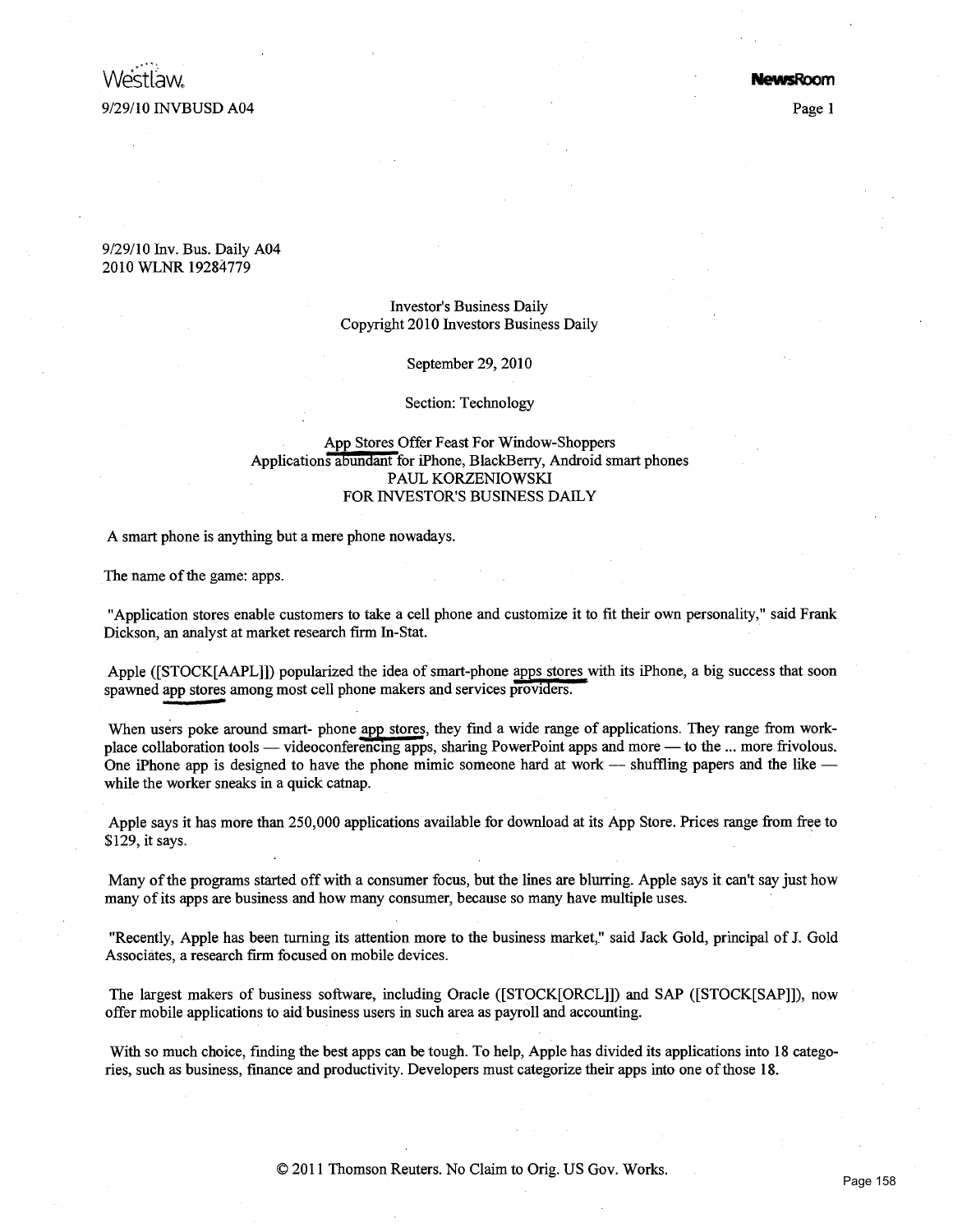9/29/10 Inv. Bus. Daily A04
2010 WLNR 19284779

Investor's Business Daily
Copyright 2010 Investors Business Daily

September 29, 2010

Section: Technology

## App Stores Offer Feast For Window-Shoppers

### Applications abundant for iPhone, BlackBerry, Android smart phones

PAUL KORZENIOWSKI
FOR INVESTOR'S BUSINESS DAILY

A smart phone is anything but a mere phone nowadays.

The name of the game: apps.

"Application stores enable customers to take a cell phone and customize it to fit their own personality," said Frank Dickson, an analyst at market research firm In-Stat.

Apple ([STOCK[AAPL]]) popularized the idea of smart-phone apps stores with its iPhone, a big success that soon spawned app stores among most cell phone makers and services providers.

When users poke around smart- phone app stores, they find a wide range of applications. They range from workplace collaboration tools — videoconferencing apps, sharing PowerPoint apps and more — to the ... more frivolous. One iPhone app is designed to have the phone mimic someone hard at work — shuffling papers and the like — while the worker sneaks in a quick catnap.

Apple says it has more than 250,000 applications available for download at its App Store. Prices range from free to $129, it says.

Many of the programs started off with a consumer focus, but the lines are blurring. Apple says it can't say just how many of its apps are business and how many consumer, because so many have multiple uses.

"Recently, Apple has been turning its attention more to the business market," said Jack Gold, principal of J. Gold Associates, a research firm focused on mobile devices.

The largest makers of business software, including Oracle ([STOCK[ORCL]]) and SAP ([STOCK[SAP]]), now offer mobile applications to aid business users in such area as payroll and accounting.

With so much choice, finding the best apps can be tough. To help, Apple has divided its applications into 18 categories, such as business, finance and productivity. Developers must categorize their apps into one of those 18.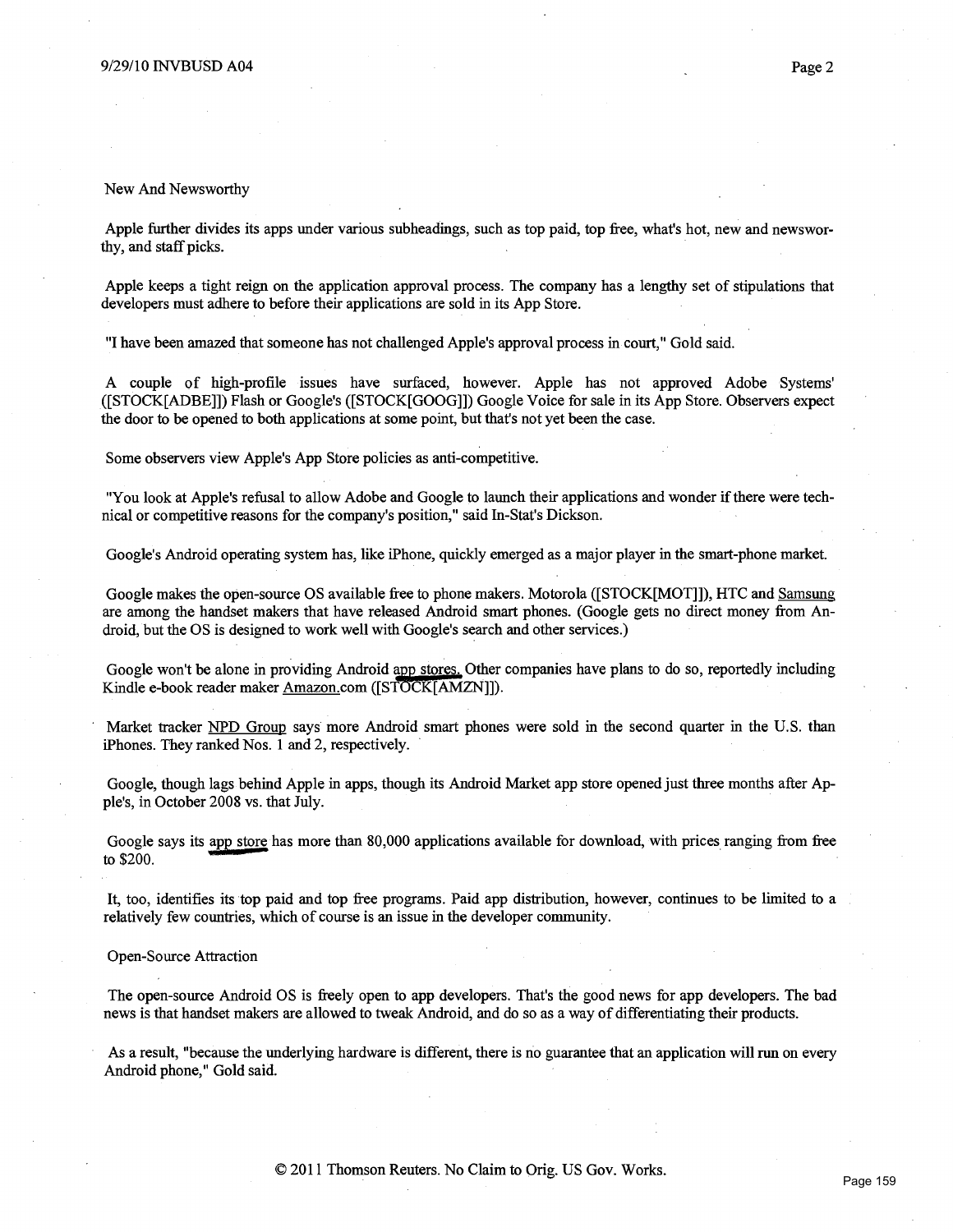## New And Newsworthy

Apple further divides its apps under various subheadings, such as top paid, top free, what's hot, new and newsworthy, and staff picks.

Apple keeps a tight reign on the application approval process. The company has a lengthy set of stipulations that developers must adhere to before their applications are sold in its App Store.

"I have been amazed that someone has not challenged Apple's approval process in court," Gold said.

A couple of high-profile issues have surfaced, however. Apple has not approved Adobe Systems' ([STOCK[ADBE]]) Flash or Google's ([STOCK[GOOG]]) Google Voice for sale in its App Store. Observers expect the door to be opened to both applications at some point, but that's not yet been the case.

Some observers view Apple's App Store policies as anti-competitive.

"You look at Apple's refusal to allow Adobe and Google to launch their applications and wonder if there were technical or competitive reasons for the company's position," said In-Stat's Dickson.

Google's Android operating system has, like iPhone, quickly emerged as a major player in the smart-phone market.

Google makes the open-source OS available free to phone makers. Motorola ([STOCK[MOT]]), HTC and Samsung are among the handset makers that have released Android smart phones. (Google gets no direct money from Android, but the OS is designed to work well with Google's search and other services.)

Google won't be alone in providing Android app stores. Other companies have plans to do so, reportedly including Kindle e-book reader maker Amazon.com ([STOCK[AMZN]]).

Market tracker NPD Group says more Android smart phones were sold in the second quarter in the U.S. than iPhones. They ranked Nos. 1 and 2, respectively.

Google, though lags behind Apple in apps, though its Android Market app store opened just three months after Apple's, in October 2008 vs. that July.

Google says its app store has more than 80,000 applications available for download, with prices ranging from free to $200.

It, too, identifies its top paid and top free programs. Paid app distribution, however, continues to be limited to a relatively few countries, which of course is an issue in the developer community.

## Open-Source Attraction

The open-source Android OS is freely open to app developers. That's the good news for app developers. The bad news is that handset makers are allowed to tweak Android, and do so as a way of differentiating their products.

As a result, "because the underlying hardware is different, there is no guarantee that an application will run on every Android phone," Gold said.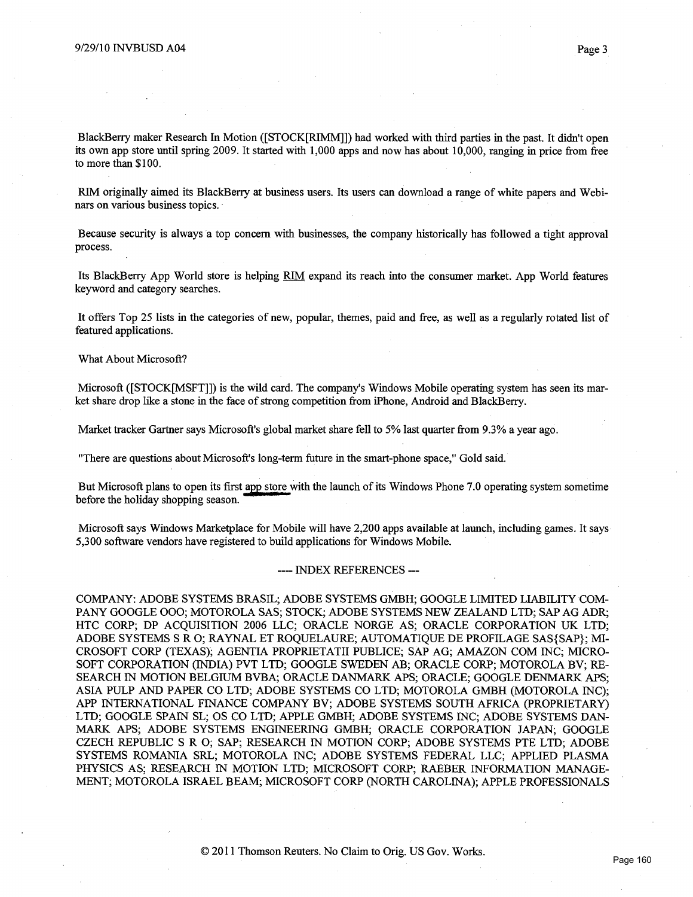BlackBerry maker Research In Motion ([STOCK[RIMM]]) had worked with third parties in the past. It didn't open its own app store until spring 2009. It started with 1,000 apps and now has about 10,000, ranging in price from free to more than $100.

RIM originally aimed its BlackBerry at business users. Its users can download a range of white papers and Webinars on various business topics.

Because security is always a top concern with businesses, the company historically has followed a tight approval process.

Its BlackBerry App World store is helping RIM expand its reach into the consumer market. App World features keyword and category searches.

It offers Top 25 lists in the categories of new, popular, themes, paid and free, as well as a regularly rotated list of featured applications.

What About Microsoft?

Microsoft ([STOCK[MSFT]]) is the wild card. The company's Windows Mobile operating system has seen its market share drop like a stone in the face of strong competition from iPhone, Android and BlackBerry.

Market tracker Gartner says Microsoft's global market share fell to 5% last quarter from 9.3% a year ago.

"There are questions about Microsoft's long-term future in the smart-phone space," Gold said.

But Microsoft plans to open its first app store with the launch of its Windows Phone 7.0 operating system sometime before the holiday shopping season.

Microsoft says Windows Marketplace for Mobile will have 2,200 apps available at launch, including games. It says 5,300 software vendors have registered to build applications for Windows Mobile.

---- INDEX REFERENCES ---

COMPANY: ADOBE SYSTEMS BRASIL; ADOBE SYSTEMS GMBH; GOOGLE LIMITED LIABILITY COMPANY GOOGLE OOO; MOTOROLA SAS; STOCK; ADOBE SYSTEMS NEW ZEALAND LTD; SAP AG ADR; HTC CORP; DP ACQUISITION 2006 LLC; ORACLE NORGE AS; ORACLE CORPORATION UK LTD; ADOBE SYSTEMS S R O; RAYNAL ET ROQUELAURE; AUTOMATIQUE DE PROFILAGE SAS{SAP}; MICROSOFT CORP (TEXAS); AGENTIA PROPRIETATII PUBLICE; SAP AG; AMAZON COM INC; MICROSOFT CORPORATION (INDIA) PVT LTD; GOOGLE SWEDEN AB; ORACLE CORP; MOTOROLA BV; RESEARCH IN MOTION BELGIUM BVBA; ORACLE DANMARK APS; ORACLE; GOOGLE DENMARK APS; ASIA PULP AND PAPER CO LTD; ADOBE SYSTEMS CO LTD; MOTOROLA GMBH (MOTOROLA INC); APP INTERNATIONAL FINANCE COMPANY BV; ADOBE SYSTEMS SOUTH AFRICA (PROPRIETARY) LTD; GOOGLE SPAIN SL; OS CO LTD; APPLE GMBH; ADOBE SYSTEMS INC; ADOBE SYSTEMS DANMARK APS; ADOBE SYSTEMS ENGINEERING GMBH; ORACLE CORPORATION JAPAN; GOOGLE CZECH REPUBLIC S R O; SAP; RESEARCH IN MOTION CORP; ADOBE SYSTEMS PTE LTD; ADOBE SYSTEMS ROMANIA SRL; MOTOROLA INC; ADOBE SYSTEMS FEDERAL LLC; APPLIED PLASMA PHYSICS AS; RESEARCH IN MOTION LTD; MICROSOFT CORP; RAEBER INFORMATION MANAGEMENT; MOTOROLA ISRAEL BEAM; MICROSOFT CORP (NORTH CAROLINA); APPLE PROFESSIONALS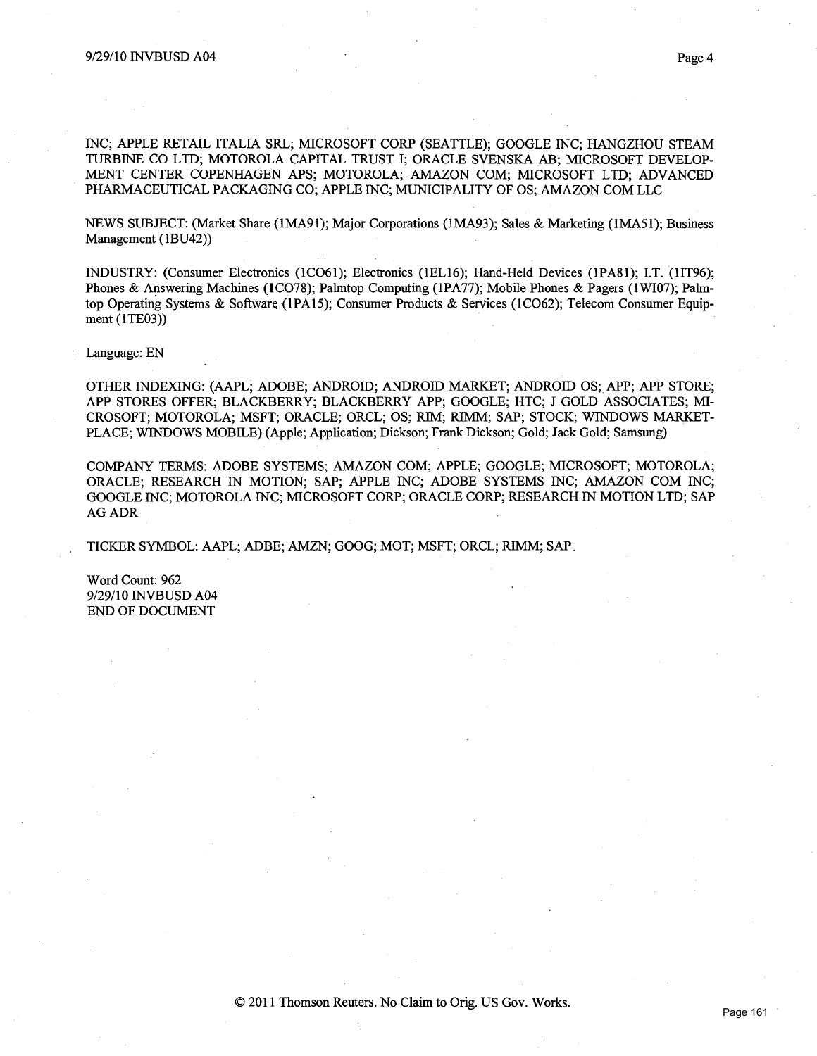INC; APPLE RETAIL ITALIA SRL; MICROSOFT CORP (SEATTLE); GOOGLE INC; HANGZHOU STEAM TURBINE CO LTD; MOTOROLA CAPITAL TRUST I; ORACLE SVENSKA AB; MICROSOFT DEVELOPMENT CENTER COPENHAGEN APS; MOTOROLA; AMAZON COM; MICROSOFT LTD; ADVANCED PHARMACEUTICAL PACKAGING CO; APPLE INC; MUNICIPALITY OF OS; AMAZON COM LLC

NEWS SUBJECT: (Market Share (1MA91); Major Corporations (1MA93); Sales & Marketing (1MA51); Business Management (1BU42))

INDUSTRY: (Consumer Electronics (1CO61); Electronics (1EL16); Hand-Held Devices (1PA81); I.T. (1IT96); Phones & Answering Machines (1CO78); Palmtop Computing (1PA77); Mobile Phones & Pagers (1WI07); Palmtop Operating Systems & Software (1PA15); Consumer Products & Services (1CO62); Telecom Consumer Equipment (1TE03))

Language: EN

OTHER INDEXING: (AAPL; ADOBE; ANDROID; ANDROID MARKET; ANDROID OS; APP; APP STORE; APP STORES OFFER; BLACKBERRY; BLACKBERRY APP; GOOGLE; HTC; J GOLD ASSOCIATES; MICROSOFT; MOTOROLA; MSFT; ORACLE; ORCL; OS; RIM; RIMM; SAP; STOCK; WINDOWS MARKETPLACE; WINDOWS MOBILE) (Apple; Application; Dickson; Frank Dickson; Gold; Jack Gold; Samsung)

COMPANY TERMS: ADOBE SYSTEMS; AMAZON COM; APPLE; GOOGLE; MICROSOFT; MOTOROLA; ORACLE; RESEARCH IN MOTION; SAP; APPLE INC; ADOBE SYSTEMS INC; AMAZON COM INC; GOOGLE INC; MOTOROLA INC; MICROSOFT CORP; ORACLE CORP; RESEARCH IN MOTION LTD; SAP AG ADR

TICKER SYMBOL: AAPL; ADBE; AMZN; GOOG; MOT; MSFT; ORCL; RIMM; SAP.

Word Count: 962
9/29/10 INVBUSD A04
END OF DOCUMENT